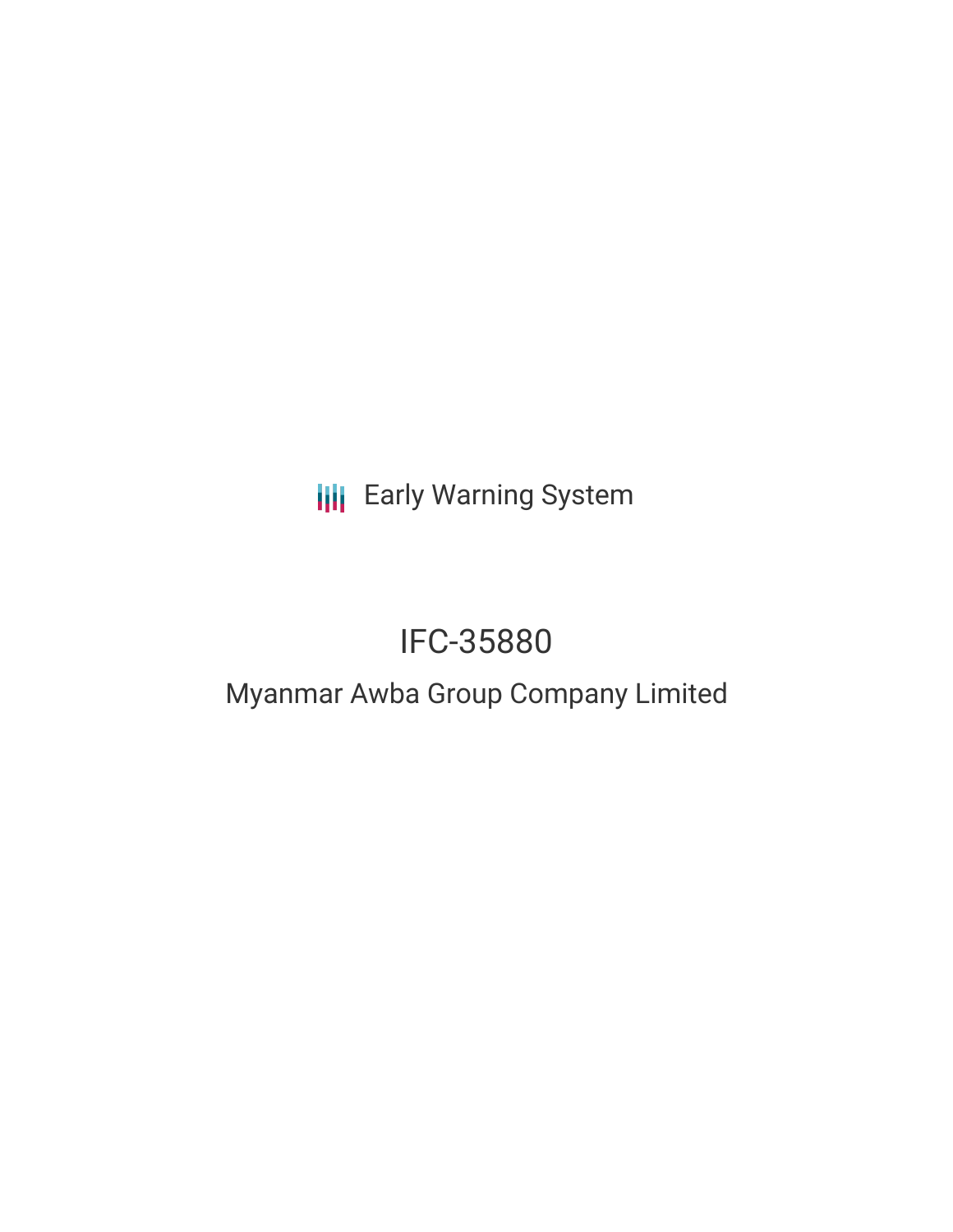Early Warning System

# IFC-35880

## Myanmar Awba Group Company Limited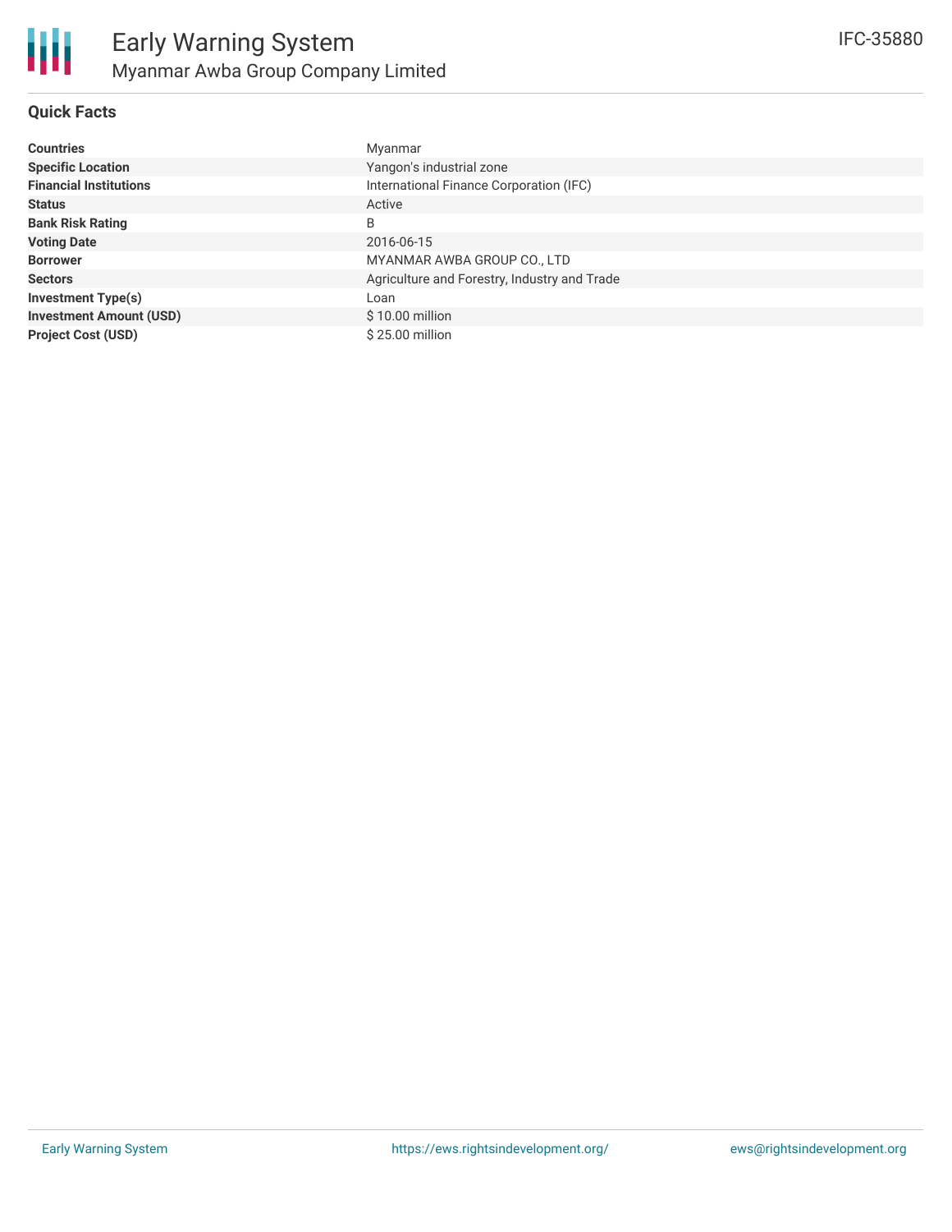# Early Warning System

## Myanmar Awba Group Company Limited

IFC-35880

### Quick Facts

| | |
|---|---|
| **Countries** | Myanmar |
| **Specific Location** | Yangon's industrial zone |
| **Financial Institutions** | International Finance Corporation (IFC) |
| **Status** | Active |
| **Bank Risk Rating** | B |
| **Voting Date** | 2016-06-15 |
| **Borrower** | MYANMAR AWBA GROUP CO., LTD |
| **Sectors** | Agriculture and Forestry, Industry and Trade |
| **Investment Type(s)** | Loan |
| **Investment Amount (USD)** | $ 10.00 million |
| **Project Cost (USD)** | $ 25.00 million |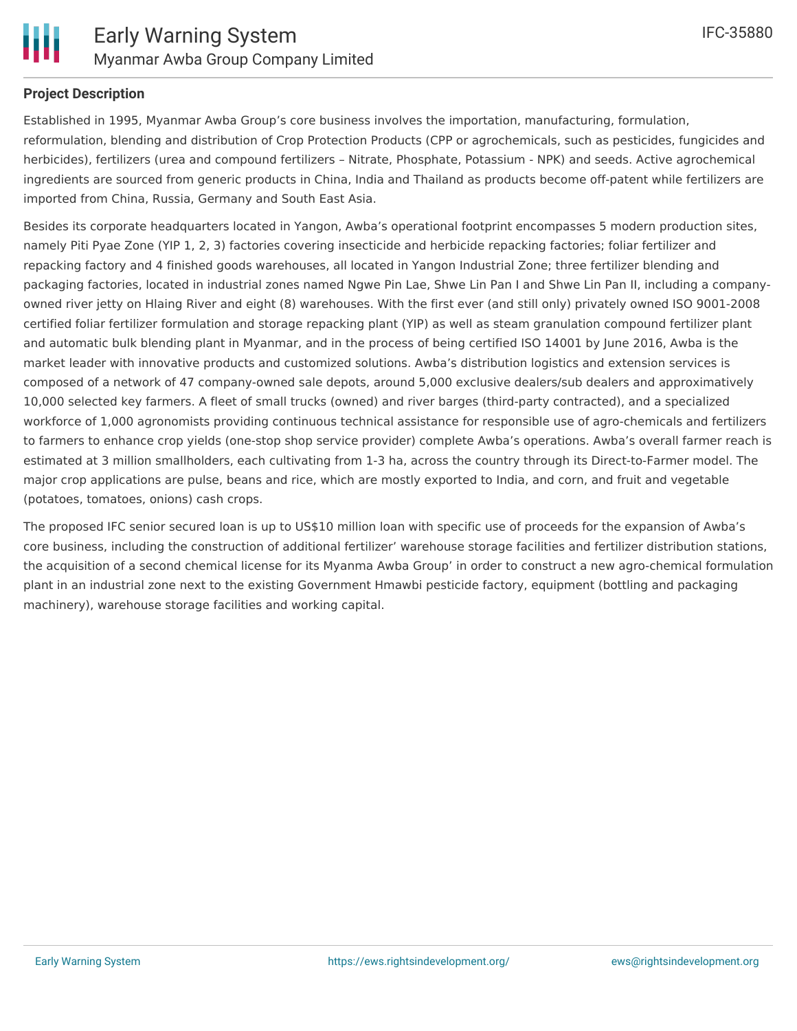## Project Description

Established in 1995, Myanmar Awba Group's core business involves the importation, manufacturing, formulation, reformulation, blending and distribution of Crop Protection Products (CPP or agrochemicals, such as pesticides, fungicides and herbicides), fertilizers (urea and compound fertilizers – Nitrate, Phosphate, Potassium - NPK) and seeds. Active agrochemical ingredients are sourced from generic products in China, India and Thailand as products become off-patent while fertilizers are imported from China, Russia, Germany and South East Asia.

Besides its corporate headquarters located in Yangon, Awba's operational footprint encompasses 5 modern production sites, namely Piti Pyae Zone (YIP 1, 2, 3) factories covering insecticide and herbicide repacking factories; foliar fertilizer and repacking factory and 4 finished goods warehouses, all located in Yangon Industrial Zone; three fertilizer blending and packaging factories, located in industrial zones named Ngwe Pin Lae, Shwe Lin Pan I and Shwe Lin Pan II, including a company-owned river jetty on Hlaing River and eight (8) warehouses. With the first ever (and still only) privately owned ISO 9001-2008 certified foliar fertilizer formulation and storage repacking plant (YIP) as well as steam granulation compound fertilizer plant and automatic bulk blending plant in Myanmar, and in the process of being certified ISO 14001 by June 2016, Awba is the market leader with innovative products and customized solutions. Awba's distribution logistics and extension services is composed of a network of 47 company-owned sale depots, around 5,000 exclusive dealers/sub dealers and approximatively 10,000 selected key farmers. A fleet of small trucks (owned) and river barges (third-party contracted), and a specialized workforce of 1,000 agronomists providing continuous technical assistance for responsible use of agro-chemicals and fertilizers to farmers to enhance crop yields (one-stop shop service provider) complete Awba's operations. Awba's overall farmer reach is estimated at 3 million smallholders, each cultivating from 1-3 ha, across the country through its Direct-to-Farmer model. The major crop applications are pulse, beans and rice, which are mostly exported to India, and corn, and fruit and vegetable (potatoes, tomatoes, onions) cash crops.

The proposed IFC senior secured loan is up to US$10 million loan with specific use of proceeds for the expansion of Awba's core business, including the construction of additional fertilizer' warehouse storage facilities and fertilizer distribution stations, the acquisition of a second chemical license for its Myanma Awba Group' in order to construct a new agro-chemical formulation plant in an industrial zone next to the existing Government Hmawbi pesticide factory, equipment (bottling and packaging machinery), warehouse storage facilities and working capital.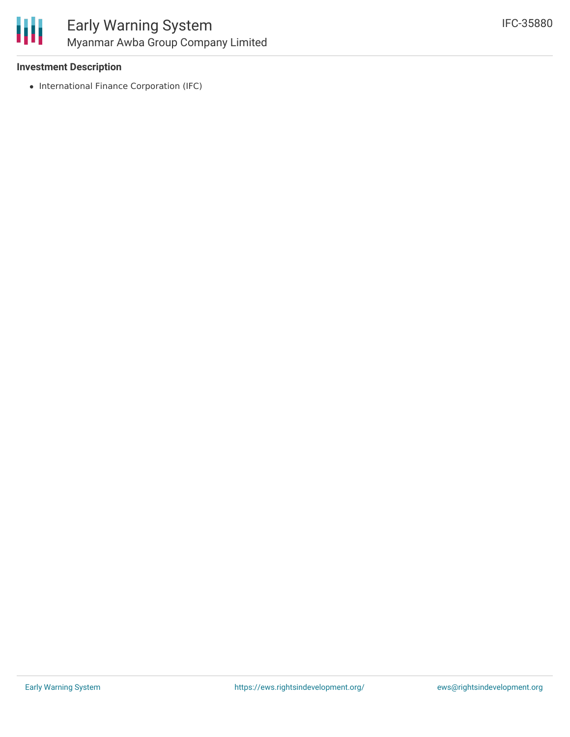### Investment Description

- International Finance Corporation (IFC)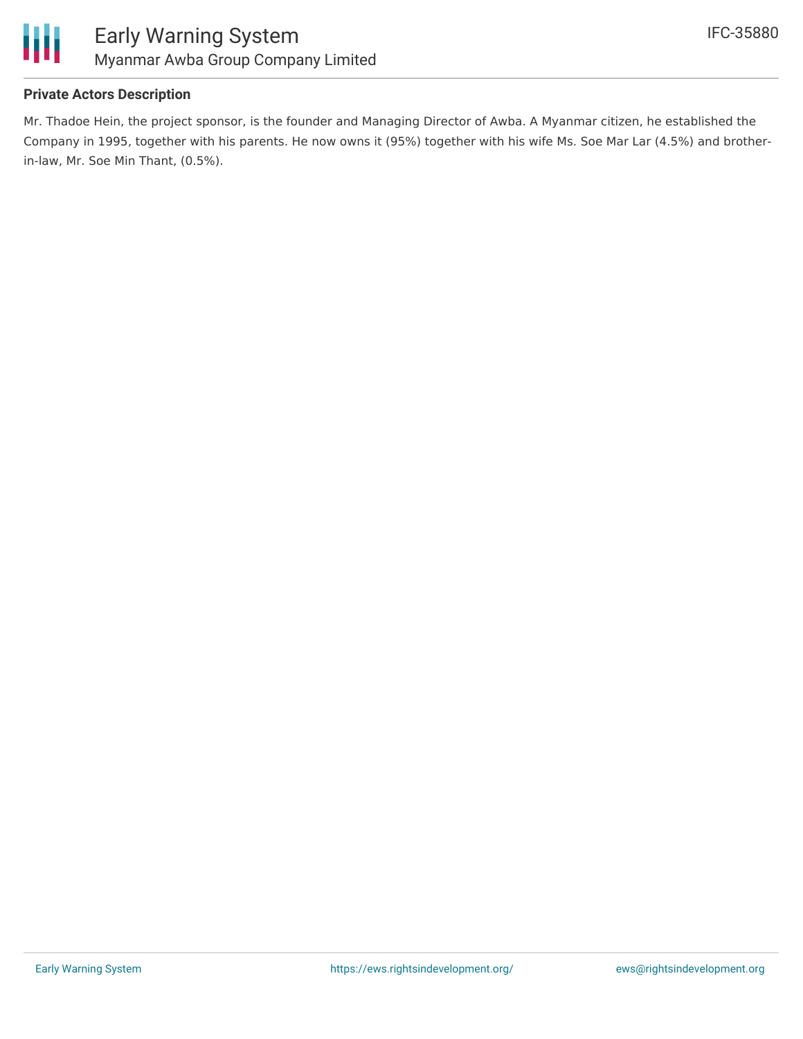**Private Actors Description**

Mr. Thadoe Hein, the project sponsor, is the founder and Managing Director of Awba. A Myanmar citizen, he established the Company in 1995, together with his parents. He now owns it (95%) together with his wife Ms. Soe Mar Lar (4.5%) and brother-in-law, Mr. Soe Min Thant, (0.5%).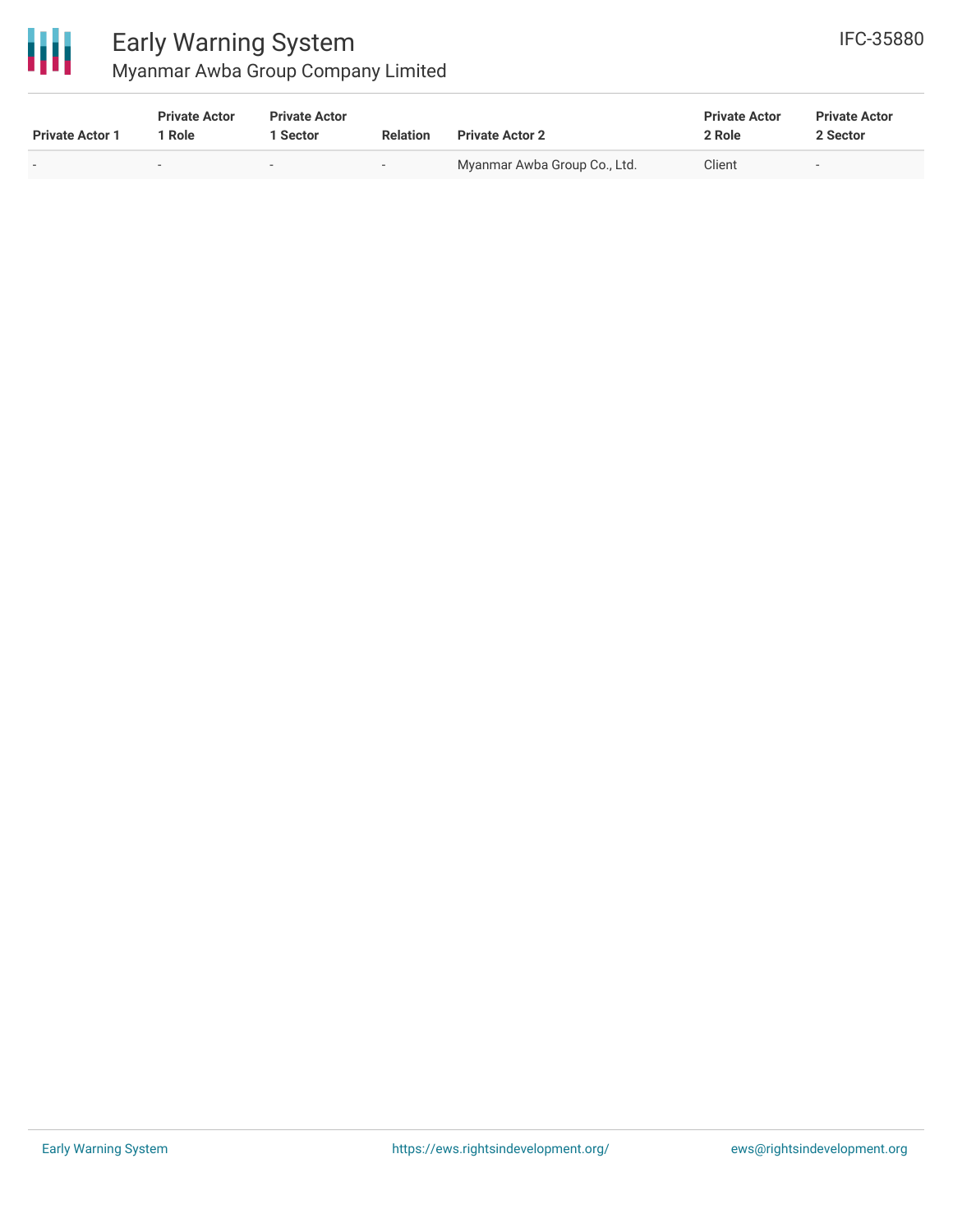| Private Actor 1 | Private Actor 1 Role | Private Actor 1 Sector | Relation | Private Actor 2 | Private Actor 2 Role | Private Actor 2 Sector |
|---|---|---|---|---|---|---|
| - | - | - | - | Myanmar Awba Group Co., Ltd. | Client | - |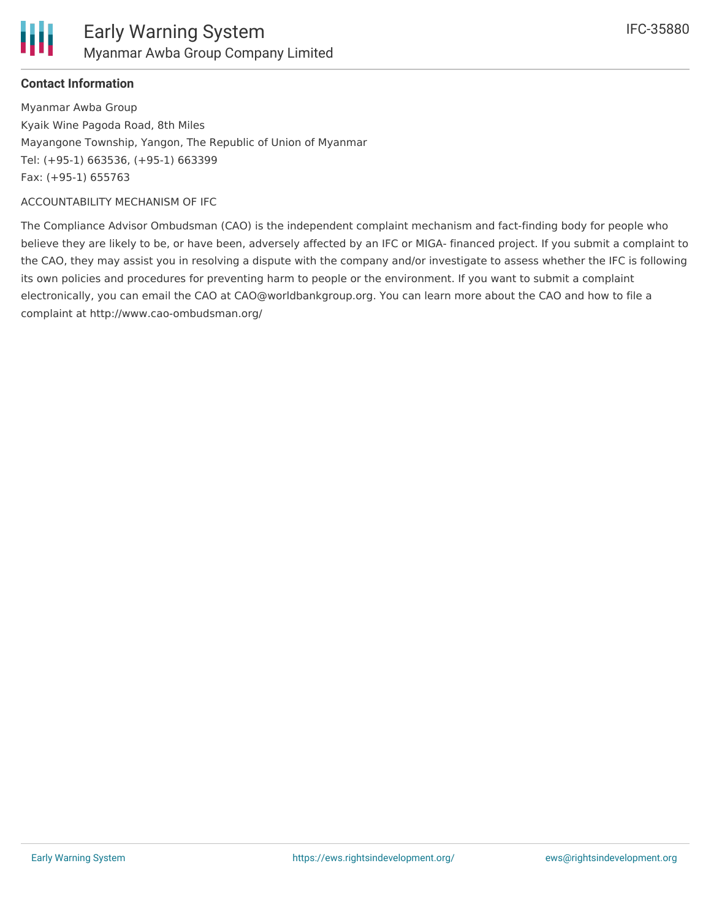**Contact Information**

Myanmar Awba Group
Kyaik Wine Pagoda Road, 8th Miles
Mayangone Township, Yangon, The Republic of Union of Myanmar
Tel: (+95-1) 663536, (+95-1) 663399
Fax: (+95-1) 655763

ACCOUNTABILITY MECHANISM OF IFC

The Compliance Advisor Ombudsman (CAO) is the independent complaint mechanism and fact-finding body for people who believe they are likely to be, or have been, adversely affected by an IFC or MIGA- financed project. If you submit a complaint to the CAO, they may assist you in resolving a dispute with the company and/or investigate to assess whether the IFC is following its own policies and procedures for preventing harm to people or the environment. If you want to submit a complaint electronically, you can email the CAO at CAO@worldbankgroup.org. You can learn more about the CAO and how to file a complaint at http://www.cao-ombudsman.org/